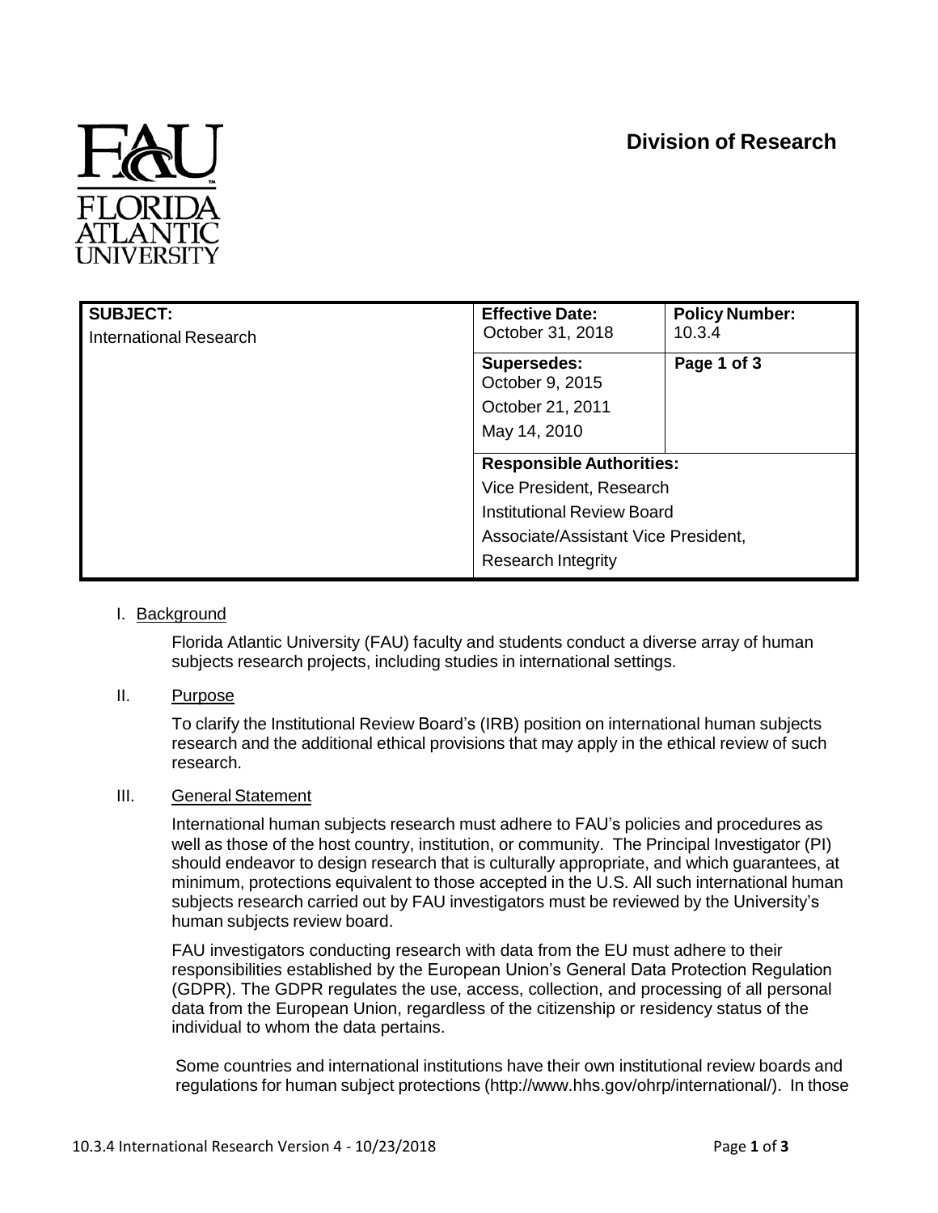**Division of Research**

| SUBJECT: | Effective Date: | Policy Number: |
|---|---|---|
| International Research | October 31, 2018 | 10.3.4 |
| | **Supersedes:** October 9, 2015 October 21, 2011 May 14, 2010 | **Page 1 of 3** |
| | **Responsible Authorities:** Vice President, Research Institutional Review Board Associate/Assistant Vice President, Research Integrity | |

I. Background

Florida Atlantic University (FAU) faculty and students conduct a diverse array of human subjects research projects, including studies in international settings.

II. Purpose

To clarify the Institutional Review Board's (IRB) position on international human subjects research and the additional ethical provisions that may apply in the ethical review of such research.

III. General Statement

International human subjects research must adhere to FAU's policies and procedures as well as those of the host country, institution, or community. The Principal Investigator (PI) should endeavor to design research that is culturally appropriate, and which guarantees, at minimum, protections equivalent to those accepted in the U.S. All such international human subjects research carried out by FAU investigators must be reviewed by the University's human subjects review board.

FAU investigators conducting research with data from the EU must adhere to their responsibilities established by the European Union's General Data Protection Regulation (GDPR). The GDPR regulates the use, access, collection, and processing of all personal data from the European Union, regardless of the citizenship or residency status of the individual to whom the data pertains.

Some countries and international institutions have their own institutional review boards and regulations for human subject protections (http://www.hhs.gov/ohrp/international/). In those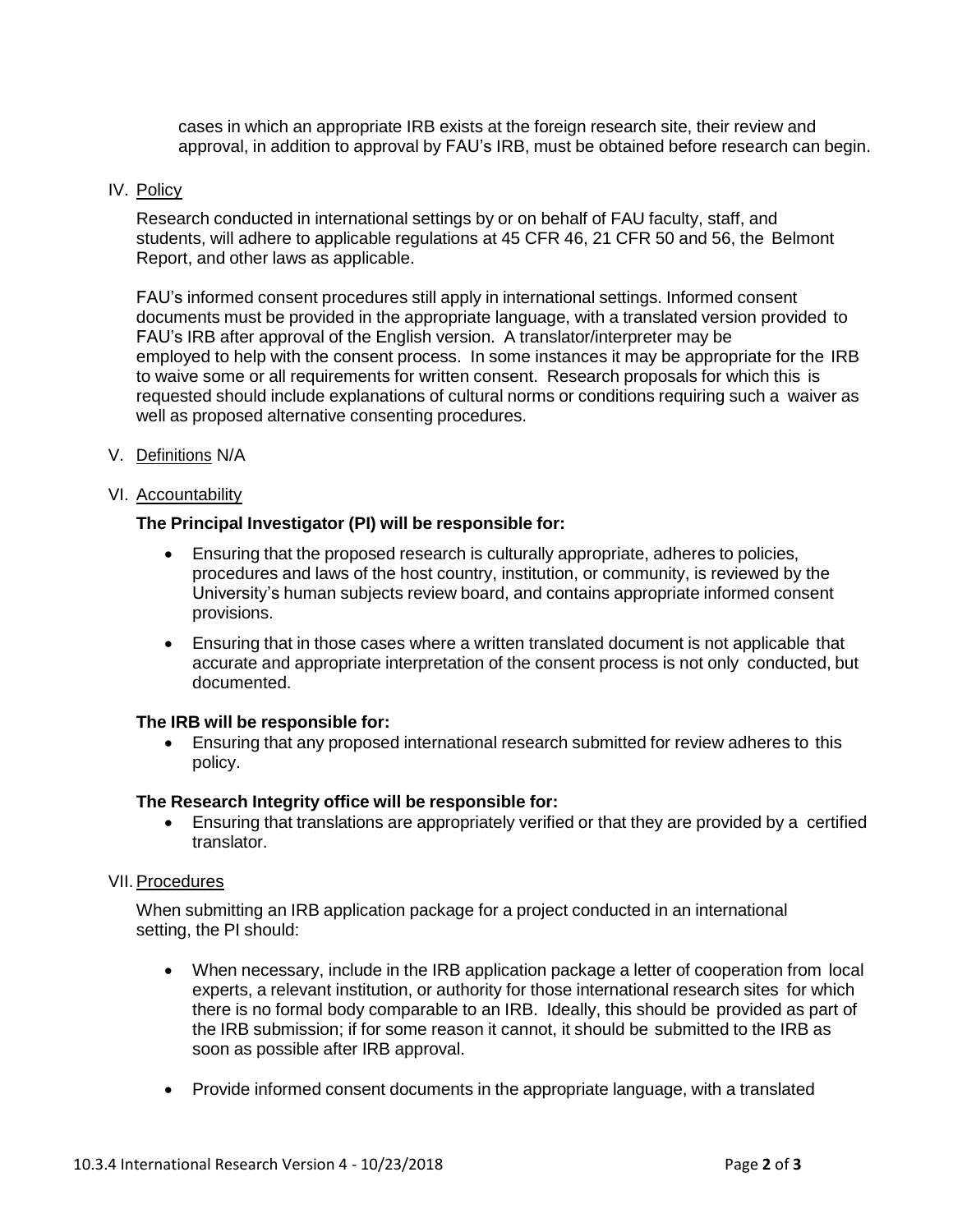cases in which an appropriate IRB exists at the foreign research site, their review and approval, in addition to approval by FAU's IRB, must be obtained before research can begin.

## IV. Policy

Research conducted in international settings by or on behalf of FAU faculty, staff, and students, will adhere to applicable regulations at 45 CFR 46, 21 CFR 50 and 56, the Belmont Report, and other laws as applicable.

FAU's informed consent procedures still apply in international settings. Informed consent documents must be provided in the appropriate language, with a translated version provided to FAU's IRB after approval of the English version. A translator/interpreter may be employed to help with the consent process. In some instances it may be appropriate for the IRB to waive some or all requirements for written consent. Research proposals for which this is requested should include explanations of cultural norms or conditions requiring such a waiver as well as proposed alternative consenting procedures.

## V. Definitions N/A

## VI. Accountability

**The Principal Investigator (PI) will be responsible for:**

- Ensuring that the proposed research is culturally appropriate, adheres to policies, procedures and laws of the host country, institution, or community, is reviewed by the University's human subjects review board, and contains appropriate informed consent provisions.
- Ensuring that in those cases where a written translated document is not applicable that accurate and appropriate interpretation of the consent process is not only conducted, but documented.

**The IRB will be responsible for:**

- Ensuring that any proposed international research submitted for review adheres to this policy.

**The Research Integrity office will be responsible for:**

- Ensuring that translations are appropriately verified or that they are provided by a certified translator.

## VII. Procedures

When submitting an IRB application package for a project conducted in an international setting, the PI should:

- When necessary, include in the IRB application package a letter of cooperation from local experts, a relevant institution, or authority for those international research sites for which there is no formal body comparable to an IRB. Ideally, this should be provided as part of the IRB submission; if for some reason it cannot, it should be submitted to the IRB as soon as possible after IRB approval.
- Provide informed consent documents in the appropriate language, with a translated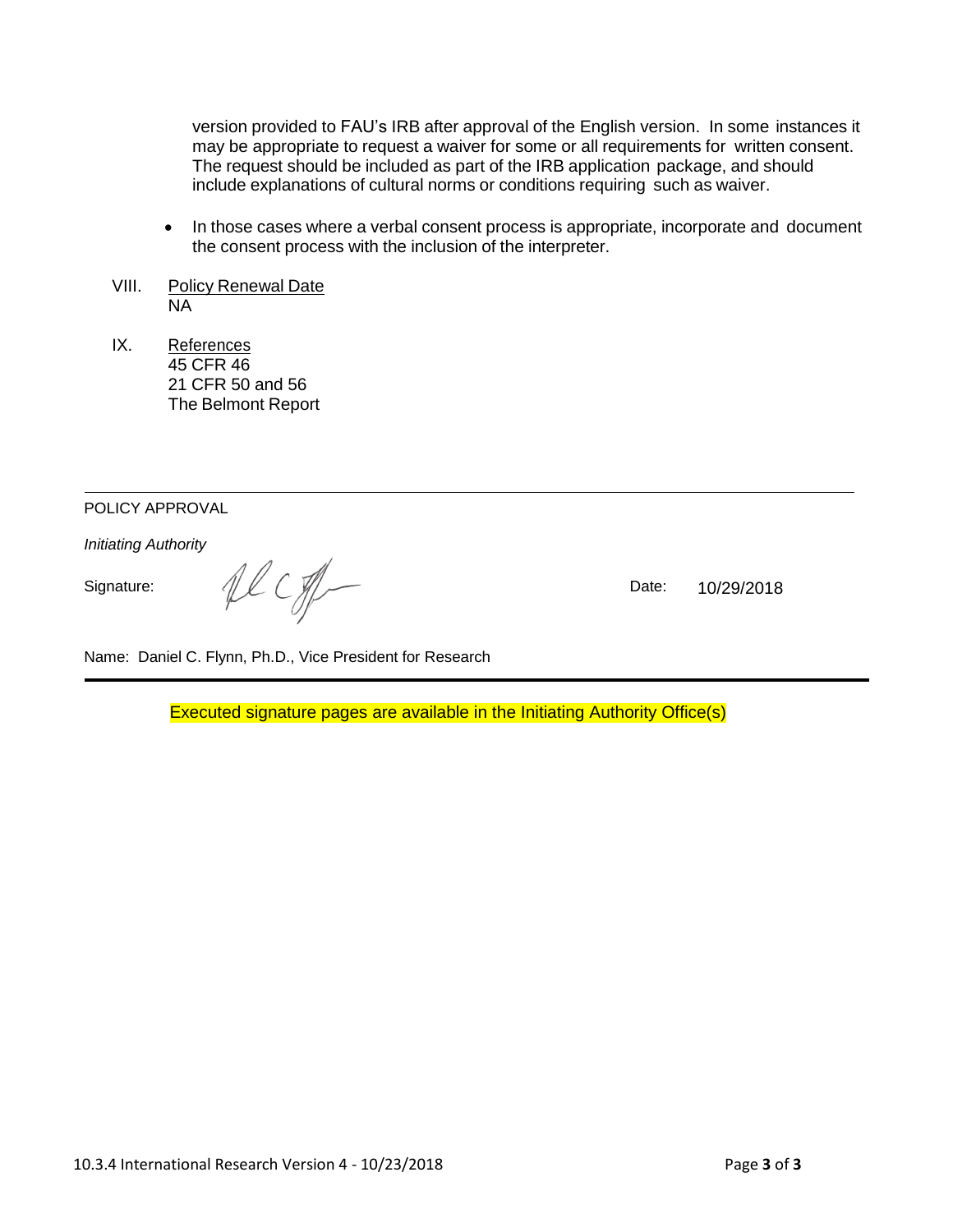version provided to FAU's IRB after approval of the English version. In some instances it may be appropriate to request a waiver for some or all requirements for written consent. The request should be included as part of the IRB application package, and should include explanations of cultural norms or conditions requiring such as waiver.

- In those cases where a verbal consent process is appropriate, incorporate and document the consent process with the inclusion of the interpreter.

VIII. Policy Renewal Date
NA

IX. References
45 CFR 46
21 CFR 50 and 56
The Belmont Report

---

POLICY APPROVAL

*Initiating Authority*

Signature: Date: 10/29/2018

Name: Daniel C. Flynn, Ph.D., Vice President for Research

---

Executed signature pages are available in the Initiating Authority Office(s)